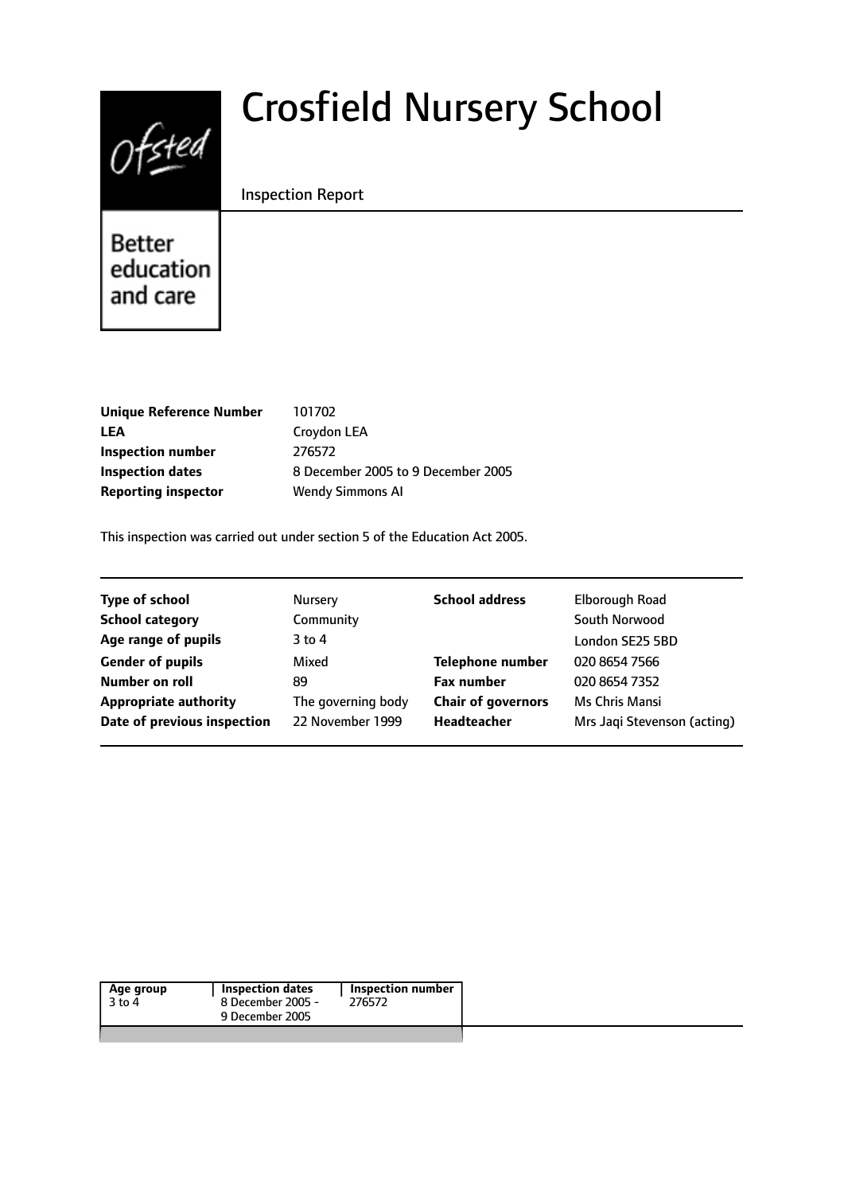# Crosfield Nursery School

Inspection Report

Better education and care

| | |
|---|---|
| **Unique Reference Number** | 101702 |
| **LEA** | Croydon LEA |
| **Inspection number** | 276572 |
| **Inspection dates** | 8 December 2005 to 9 December 2005 |
| **Reporting inspector** | Wendy Simmons AI |

This inspection was carried out under section 5 of the Education Act 2005.

| | | | |
|---|---|---|---|
| **Type of school** | Nursery | **School address** | Elborough Road |
| **School category** | Community | | South Norwood |
| **Age range of pupils** | 3 to 4 | | London SE25 5BD |
| **Gender of pupils** | Mixed | **Telephone number** | 020 8654 7566 |
| **Number on roll** | 89 | **Fax number** | 020 8654 7352 |
| **Appropriate authority** | The governing body | **Chair of governors** | Ms Chris Mansi |
| **Date of previous inspection** | 22 November 1999 | **Headteacher** | Mrs Jaqi Stevenson (acting) |

| Age group | Inspection dates | Inspection number |
|---|---|---|
| 3 to 4 | 8 December 2005 - 9 December 2005 | 276572 |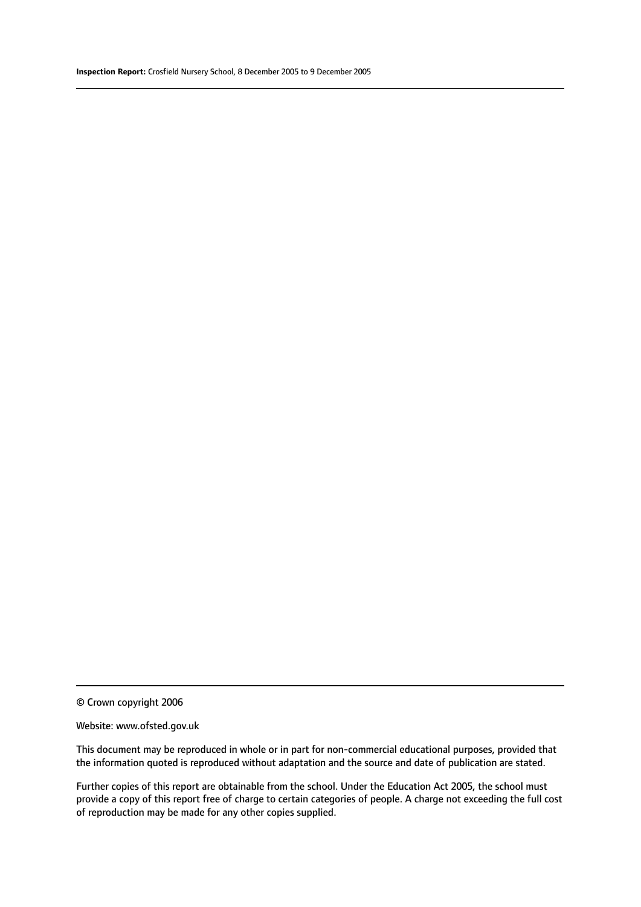© Crown copyright 2006

Website: www.ofsted.gov.uk

This document may be reproduced in whole or in part for non-commercial educational purposes, provided that the information quoted is reproduced without adaptation and the source and date of publication are stated.

Further copies of this report are obtainable from the school. Under the Education Act 2005, the school must provide a copy of this report free of charge to certain categories of people. A charge not exceeding the full cost of reproduction may be made for any other copies supplied.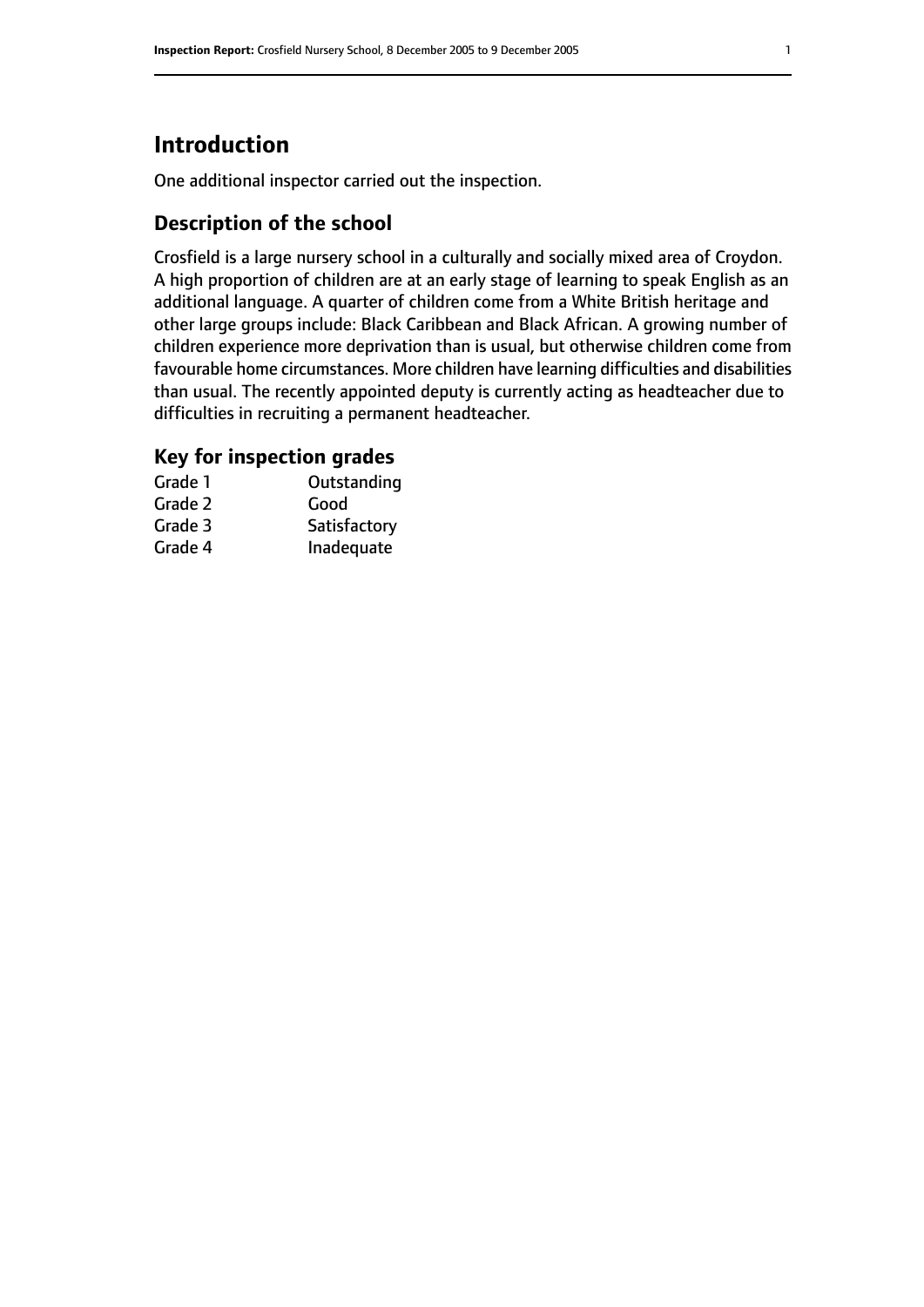# Introduction

One additional inspector carried out the inspection.

## Description of the school

Crosfield is a large nursery school in a culturally and socially mixed area of Croydon. A high proportion of children are at an early stage of learning to speak English as an additional language. A quarter of children come from a White British heritage and other large groups include: Black Caribbean and Black African. A growing number of children experience more deprivation than is usual, but otherwise children come from favourable home circumstances. More children have learning difficulties and disabilities than usual. The recently appointed deputy is currently acting as headteacher due to difficulties in recruiting a permanent headteacher.

### Key for inspection grades

| | |
|---|---|
| Grade 1 | Outstanding |
| Grade 2 | Good |
| Grade 3 | Satisfactory |
| Grade 4 | Inadequate |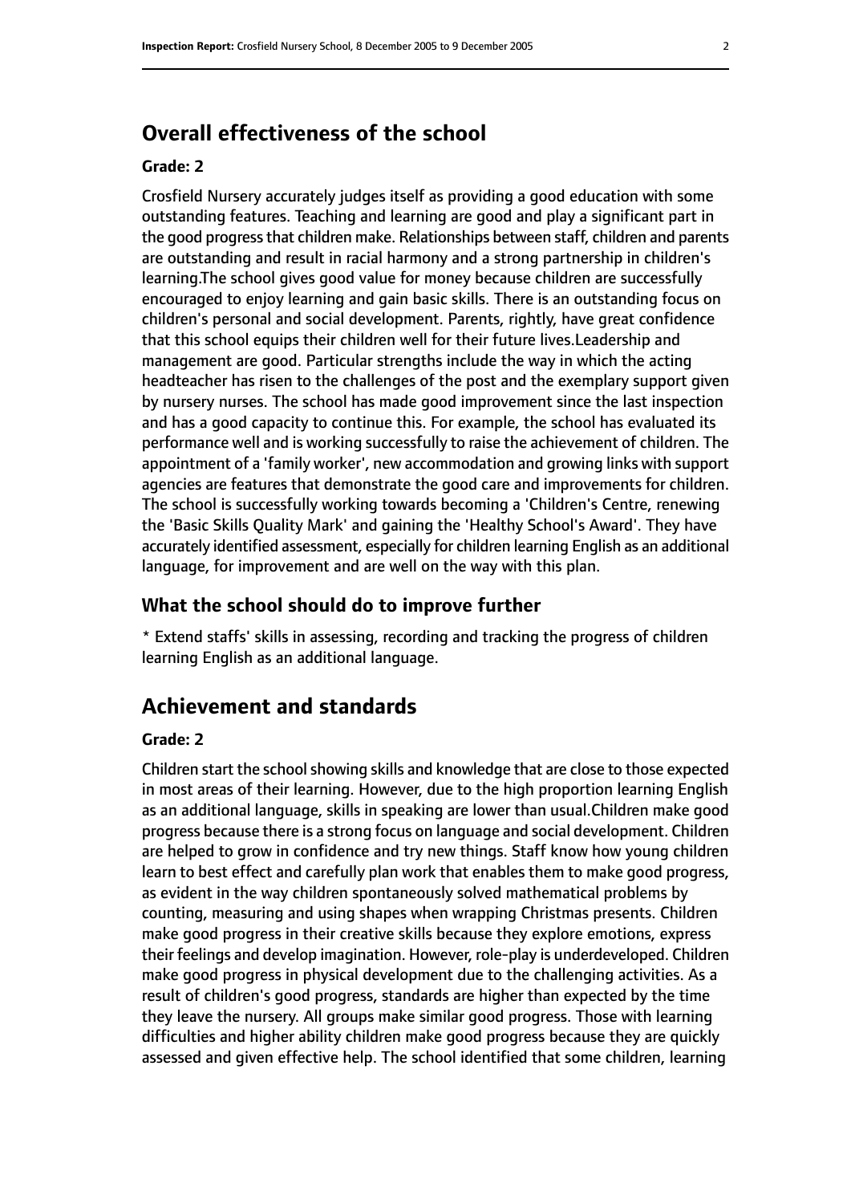## Overall effectiveness of the school

### Grade: 2

Crosfield Nursery accurately judges itself as providing a good education with some outstanding features. Teaching and learning are good and play a significant part in the good progress that children make. Relationships between staff, children and parents are outstanding and result in racial harmony and a strong partnership in children's learning.The school gives good value for money because children are successfully encouraged to enjoy learning and gain basic skills. There is an outstanding focus on children's personal and social development. Parents, rightly, have great confidence that this school equips their children well for their future lives.Leadership and management are good. Particular strengths include the way in which the acting headteacher has risen to the challenges of the post and the exemplary support given by nursery nurses. The school has made good improvement since the last inspection and has a good capacity to continue this. For example, the school has evaluated its performance well and is working successfully to raise the achievement of children. The appointment of a 'family worker', new accommodation and growing links with support agencies are features that demonstrate the good care and improvements for children. The school is successfully working towards becoming a 'Children's Centre, renewing the 'Basic Skills Quality Mark' and gaining the 'Healthy School's Award'. They have accurately identified assessment, especially for children learning English as an additional language, for improvement and are well on the way with this plan.

### What the school should do to improve further

* Extend staffs' skills in assessing, recording and tracking the progress of children learning English as an additional language.

## Achievement and standards

### Grade: 2

Children start the school showing skills and knowledge that are close to those expected in most areas of their learning. However, due to the high proportion learning English as an additional language, skills in speaking are lower than usual.Children make good progress because there is a strong focus on language and social development. Children are helped to grow in confidence and try new things. Staff know how young children learn to best effect and carefully plan work that enables them to make good progress, as evident in the way children spontaneously solved mathematical problems by counting, measuring and using shapes when wrapping Christmas presents. Children make good progress in their creative skills because they explore emotions, express their feelings and develop imagination. However, role-play is underdeveloped. Children make good progress in physical development due to the challenging activities. As a result of children's good progress, standards are higher than expected by the time they leave the nursery. All groups make similar good progress. Those with learning difficulties and higher ability children make good progress because they are quickly assessed and given effective help. The school identified that some children, learning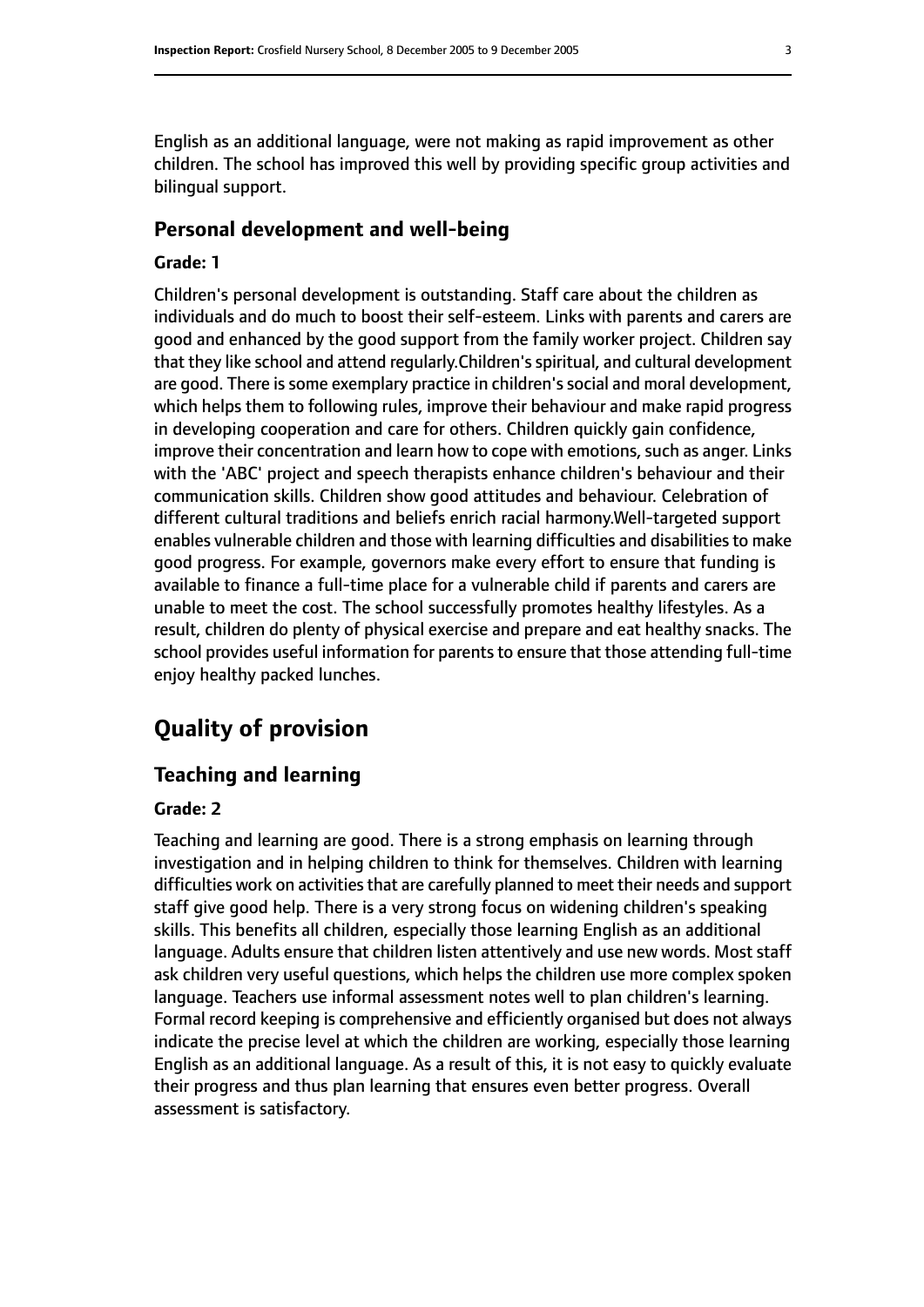English as an additional language, were not making as rapid improvement as other children. The school has improved this well by providing specific group activities and bilingual support.

### Personal development and well-being

#### Grade: 1

Children's personal development is outstanding. Staff care about the children as individuals and do much to boost their self-esteem. Links with parents and carers are good and enhanced by the good support from the family worker project. Children say that they like school and attend regularly.Children's spiritual, and cultural development are good. There is some exemplary practice in children's social and moral development, which helps them to following rules, improve their behaviour and make rapid progress in developing cooperation and care for others. Children quickly gain confidence, improve their concentration and learn how to cope with emotions, such as anger. Links with the 'ABC' project and speech therapists enhance children's behaviour and their communication skills. Children show good attitudes and behaviour. Celebration of different cultural traditions and beliefs enrich racial harmony.Well-targeted support enables vulnerable children and those with learning difficulties and disabilities to make good progress. For example, governors make every effort to ensure that funding is available to finance a full-time place for a vulnerable child if parents and carers are unable to meet the cost. The school successfully promotes healthy lifestyles. As a result, children do plenty of physical exercise and prepare and eat healthy snacks. The school provides useful information for parents to ensure that those attending full-time enjoy healthy packed lunches.

## Quality of provision

### Teaching and learning

#### Grade: 2

Teaching and learning are good. There is a strong emphasis on learning through investigation and in helping children to think for themselves. Children with learning difficulties work on activities that are carefully planned to meet their needs and support staff give good help. There is a very strong focus on widening children's speaking skills. This benefits all children, especially those learning English as an additional language. Adults ensure that children listen attentively and use new words. Most staff ask children very useful questions, which helps the children use more complex spoken language. Teachers use informal assessment notes well to plan children's learning. Formal record keeping is comprehensive and efficiently organised but does not always indicate the precise level at which the children are working, especially those learning English as an additional language. As a result of this, it is not easy to quickly evaluate their progress and thus plan learning that ensures even better progress. Overall assessment is satisfactory.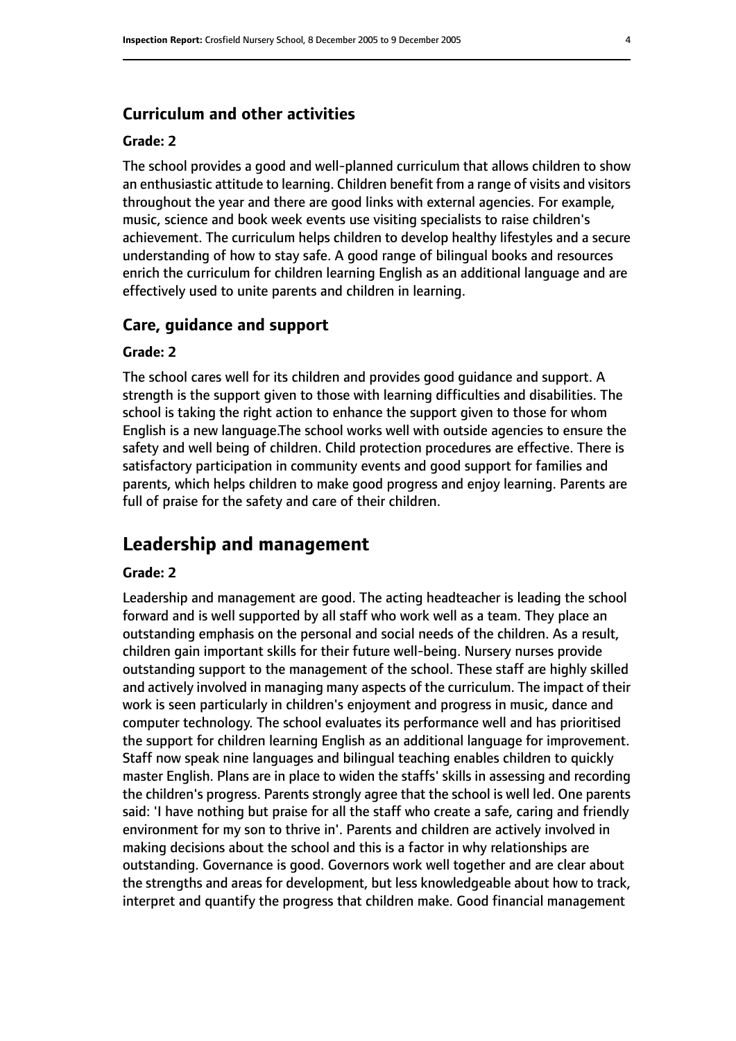### Curriculum and other activities

#### Grade: 2

The school provides a good and well-planned curriculum that allows children to show an enthusiastic attitude to learning. Children benefit from a range of visits and visitors throughout the year and there are good links with external agencies. For example, music, science and book week events use visiting specialists to raise children's achievement. The curriculum helps children to develop healthy lifestyles and a secure understanding of how to stay safe. A good range of bilingual books and resources enrich the curriculum for children learning English as an additional language and are effectively used to unite parents and children in learning.

### Care, guidance and support

#### Grade: 2

The school cares well for its children and provides good guidance and support. A strength is the support given to those with learning difficulties and disabilities. The school is taking the right action to enhance the support given to those for whom English is a new language.The school works well with outside agencies to ensure the safety and well being of children. Child protection procedures are effective. There is satisfactory participation in community events and good support for families and parents, which helps children to make good progress and enjoy learning. Parents are full of praise for the safety and care of their children.

## Leadership and management

#### Grade: 2

Leadership and management are good. The acting headteacher is leading the school forward and is well supported by all staff who work well as a team. They place an outstanding emphasis on the personal and social needs of the children. As a result, children gain important skills for their future well-being. Nursery nurses provide outstanding support to the management of the school. These staff are highly skilled and actively involved in managing many aspects of the curriculum. The impact of their work is seen particularly in children's enjoyment and progress in music, dance and computer technology. The school evaluates its performance well and has prioritised the support for children learning English as an additional language for improvement. Staff now speak nine languages and bilingual teaching enables children to quickly master English. Plans are in place to widen the staffs' skills in assessing and recording the children's progress. Parents strongly agree that the school is well led. One parents said: 'I have nothing but praise for all the staff who create a safe, caring and friendly environment for my son to thrive in'. Parents and children are actively involved in making decisions about the school and this is a factor in why relationships are outstanding. Governance is good. Governors work well together and are clear about the strengths and areas for development, but less knowledgeable about how to track, interpret and quantify the progress that children make. Good financial management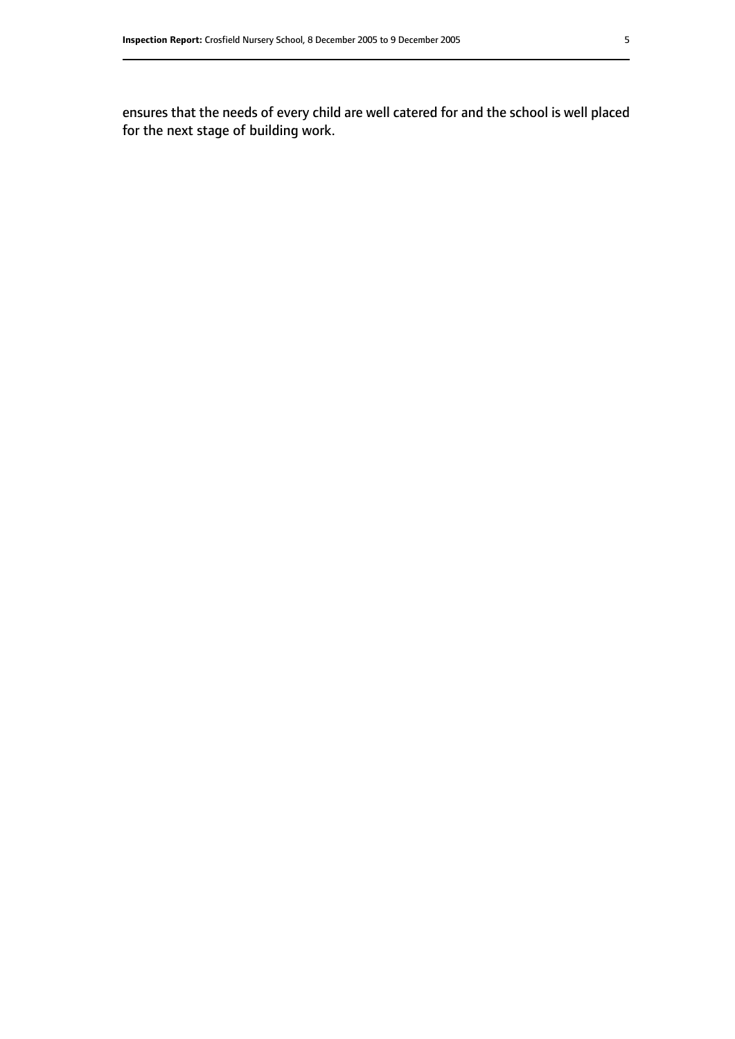ensures that the needs of every child are well catered for and the school is well placed for the next stage of building work.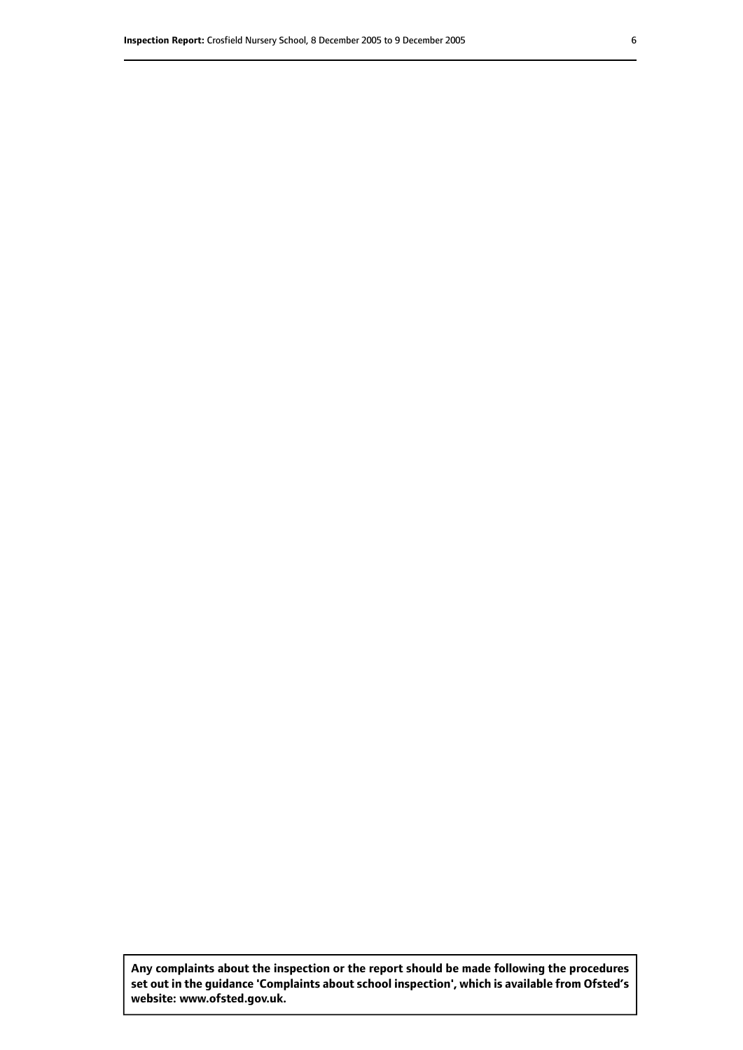**Any complaints about the inspection or the report should be made following the procedures set out in the guidance 'Complaints about school inspection', which is available from Ofsted's website: www.ofsted.gov.uk.**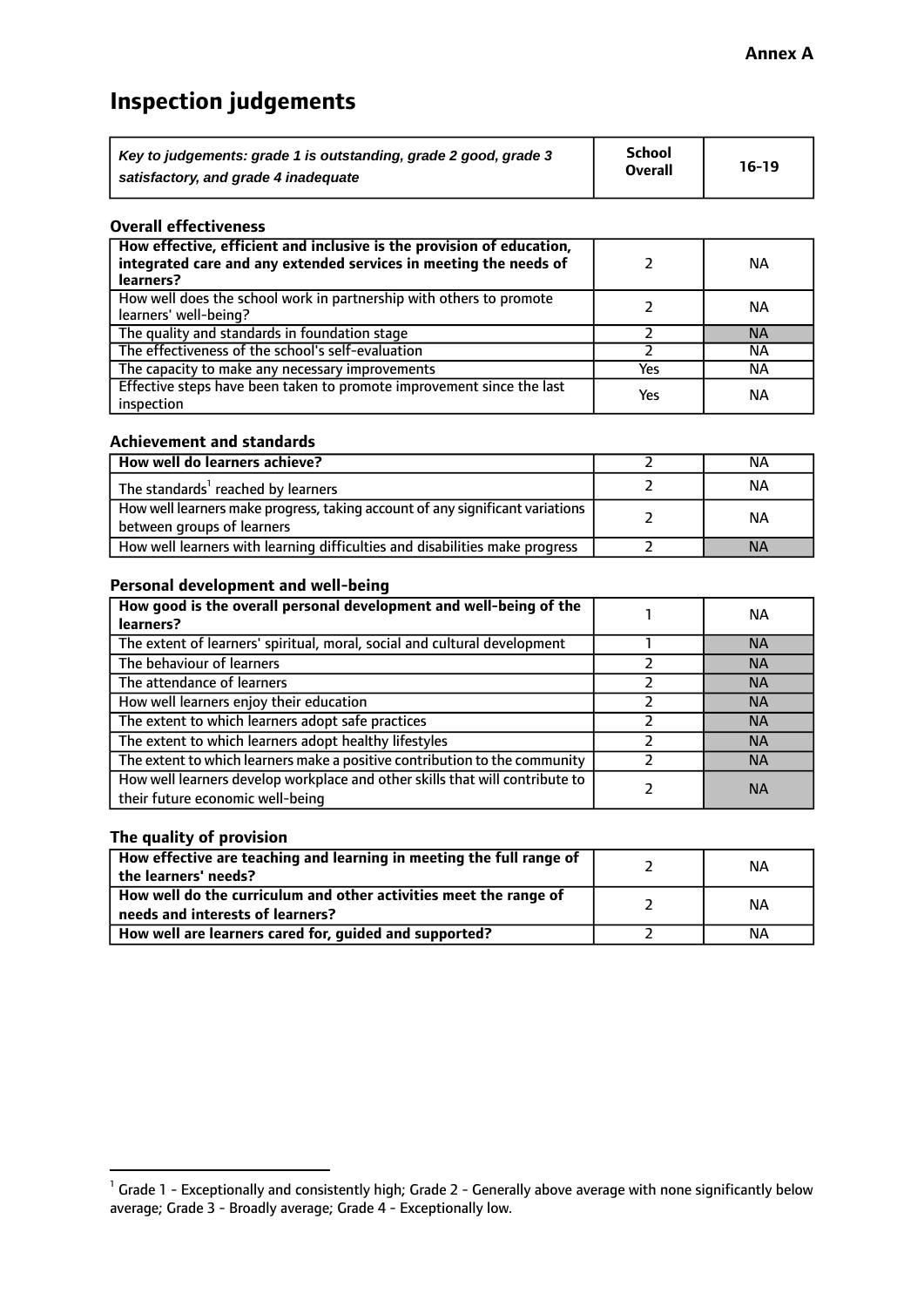**Annex A**

# Inspection judgements

| *Key to judgements: grade 1 is outstanding, grade 2 good, grade 3 satisfactory, and grade 4 inadequate* | School Overall | 16-19 |
|---|---|---|

### Overall effectiveness

| | | |
|---|---|---|
| **How effective, efficient and inclusive is the provision of education, integrated care and any extended services in meeting the needs of learners?** | 2 | NA |
| How well does the school work in partnership with others to promote learners' well-being? | 2 | NA |
| The quality and standards in foundation stage | 2 | NA |
| The effectiveness of the school's self-evaluation | 2 | NA |
| The capacity to make any necessary improvements | Yes | NA |
| Effective steps have been taken to promote improvement since the last inspection | Yes | NA |

### Achievement and standards

| | | |
|---|---|---|
| **How well do learners achieve?** | 2 | NA |
| The standards[1] reached by learners | 2 | NA |
| How well learners make progress, taking account of any significant variations between groups of learners | 2 | NA |
| How well learners with learning difficulties and disabilities make progress | 2 | NA |

### Personal development and well-being

| | | |
|---|---|---|
| **How good is the overall personal development and well-being of the learners?** | 1 | NA |
| The extent of learners' spiritual, moral, social and cultural development | 1 | NA |
| The behaviour of learners | 2 | NA |
| The attendance of learners | 2 | NA |
| How well learners enjoy their education | 2 | NA |
| The extent to which learners adopt safe practices | 2 | NA |
| The extent to which learners adopt healthy lifestyles | 2 | NA |
| The extent to which learners make a positive contribution to the community | 2 | NA |
| How well learners develop workplace and other skills that will contribute to their future economic well-being | 2 | NA |

### The quality of provision

| | | |
|---|---|---|
| **How effective are teaching and learning in meeting the full range of the learners' needs?** | 2 | NA |
| **How well do the curriculum and other activities meet the range of needs and interests of learners?** | 2 | NA |
| **How well are learners cared for, guided and supported?** | 2 | NA |

[1] Grade 1 - Exceptionally and consistently high; Grade 2 - Generally above average with none significantly below average; Grade 3 - Broadly average; Grade 4 - Exceptionally low.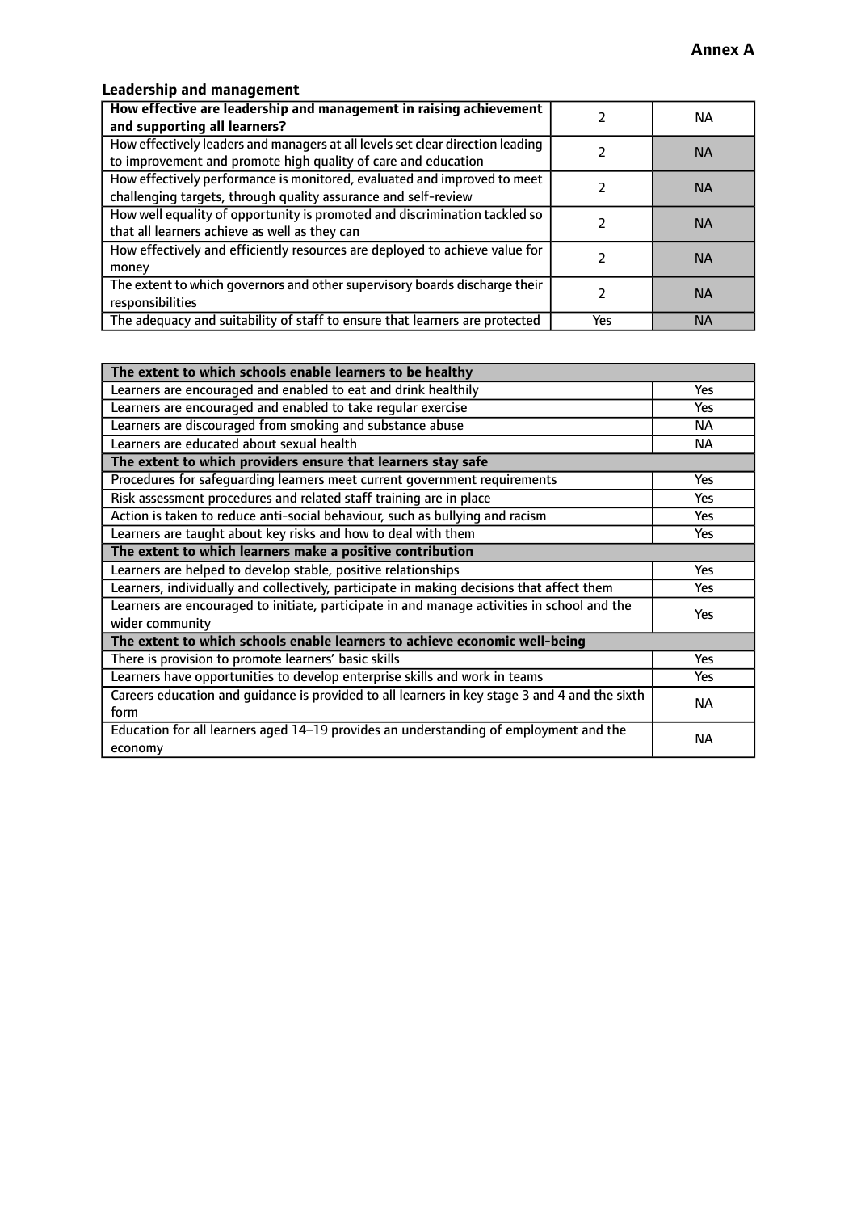**Annex A**

### Leadership and management

| **How effective are leadership and management in raising achievement and supporting all learners?** | 2 | NA |
|---|---|---|
| How effectively leaders and managers at all levels set clear direction leading to improvement and promote high quality of care and education | 2 | NA |
| How effectively performance is monitored, evaluated and improved to meet challenging targets, through quality assurance and self-review | 2 | NA |
| How well equality of opportunity is promoted and discrimination tackled so that all learners achieve as well as they can | 2 | NA |
| How effectively and efficiently resources are deployed to achieve value for money | 2 | NA |
| The extent to which governors and other supervisory boards discharge their responsibilities | 2 | NA |
| The adequacy and suitability of staff to ensure that learners are protected | Yes | NA |

| **The extent to which schools enable learners to be healthy** | |
|---|---|
| Learners are encouraged and enabled to eat and drink healthily | Yes |
| Learners are encouraged and enabled to take regular exercise | Yes |
| Learners are discouraged from smoking and substance abuse | NA |
| Learners are educated about sexual health | NA |
| **The extent to which providers ensure that learners stay safe** | |
| Procedures for safeguarding learners meet current government requirements | Yes |
| Risk assessment procedures and related staff training are in place | Yes |
| Action is taken to reduce anti-social behaviour, such as bullying and racism | Yes |
| Learners are taught about key risks and how to deal with them | Yes |
| **The extent to which learners make a positive contribution** | |
| Learners are helped to develop stable, positive relationships | Yes |
| Learners, individually and collectively, participate in making decisions that affect them | Yes |
| Learners are encouraged to initiate, participate in and manage activities in school and the wider community | Yes |
| **The extent to which schools enable learners to achieve economic well-being** | |
| There is provision to promote learners' basic skills | Yes |
| Learners have opportunities to develop enterprise skills and work in teams | Yes |
| Careers education and guidance is provided to all learners in key stage 3 and 4 and the sixth form | NA |
| Education for all learners aged 14–19 provides an understanding of employment and the economy | NA |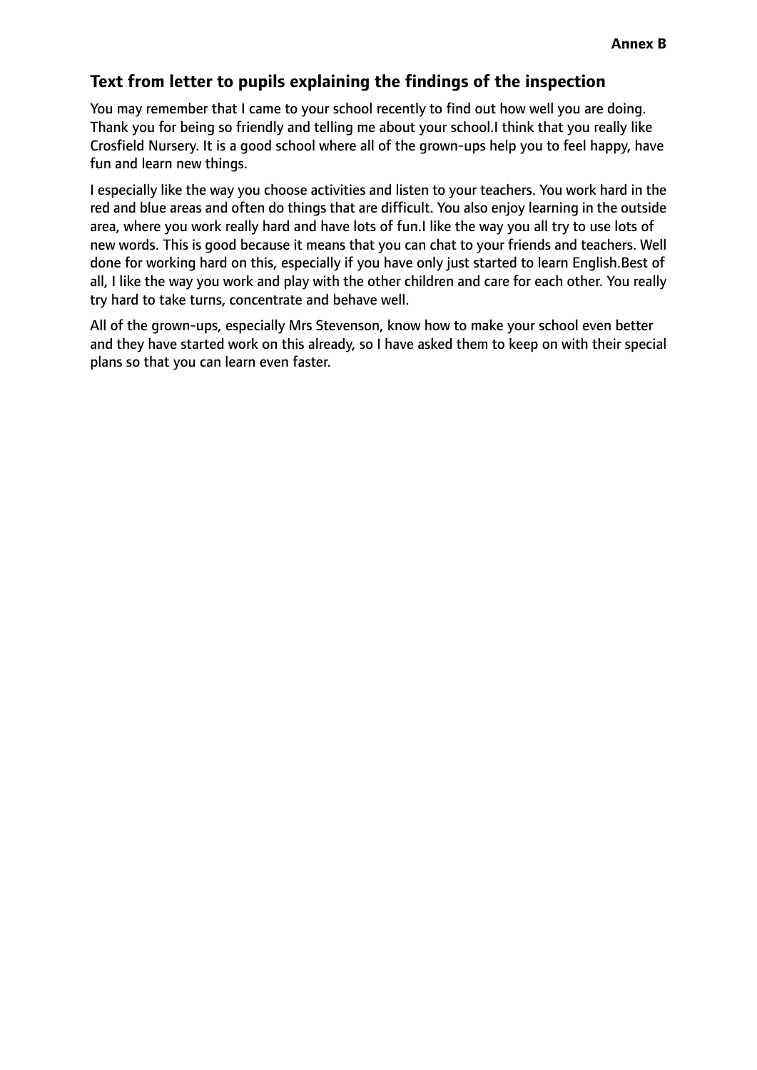Annex B

## Text from letter to pupils explaining the findings of the inspection

You may remember that I came to your school recently to find out how well you are doing. Thank you for being so friendly and telling me about your school.I think that you really like Crosfield Nursery. It is a good school where all of the grown-ups help you to feel happy, have fun and learn new things.

I especially like the way you choose activities and listen to your teachers. You work hard in the red and blue areas and often do things that are difficult. You also enjoy learning in the outside area, where you work really hard and have lots of fun.I like the way you all try to use lots of new words. This is good because it means that you can chat to your friends and teachers. Well done for working hard on this, especially if you have only just started to learn English.Best of all, I like the way you work and play with the other children and care for each other. You really try hard to take turns, concentrate and behave well.

All of the grown-ups, especially Mrs Stevenson, know how to make your school even better and they have started work on this already, so I have asked them to keep on with their special plans so that you can learn even faster.